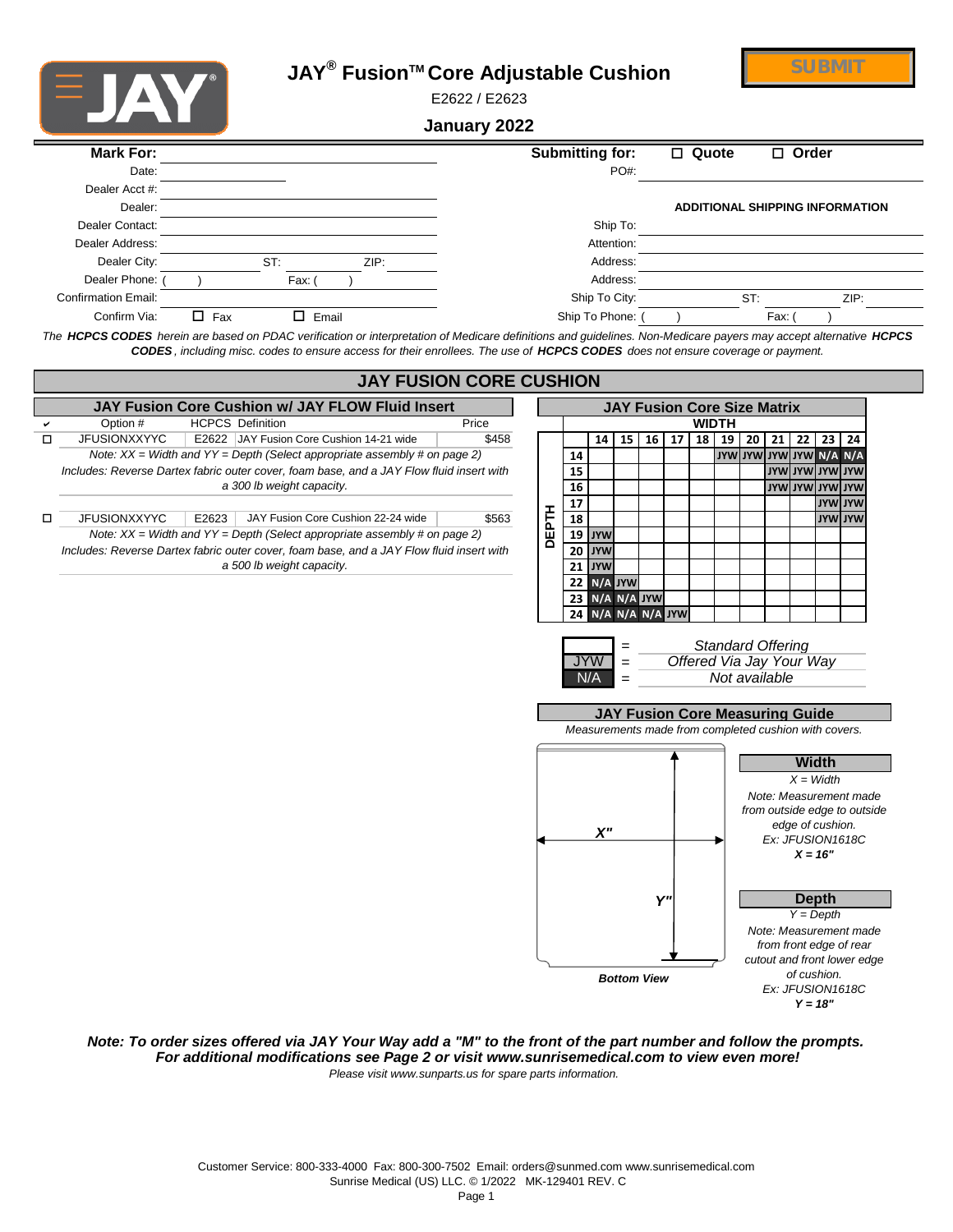# JAY® Fusion™ Core Adjustable Cushion

E2622 / E2623

**January 2022**

SUBMIT

| **Mark For:** | |
|---|---|
| Date: | |
| Dealer Acct #: | |
| Dealer: | |
| Dealer Contact: | |
| Dealer Address: | |
| Dealer City: | ST: ZIP: |
| Dealer Phone: ( ) | Fax: ( ) |
| Confirmation Email: | |
| Confirm Via: | ☐ Fax ☐ Email |

**Submitting for:** ☐ **Quote** ☐ **Order**

PO#:

**ADDITIONAL SHIPPING INFORMATION**

| | |
|---|---|
| Ship To: | |
| Attention: | |
| Address: | |
| Address: | |
| Ship To City: | ST: ZIP: |
| Ship To Phone: ( ) | Fax: ( ) |

*The **HCPCS CODES** herein are based on PDAC verification or interpretation of Medicare definitions and guidelines. Non-Medicare payers may accept alternative **HCPCS CODES**, including misc. codes to ensure access for their enrollees. The use of **HCPCS CODES** does not ensure coverage or payment.*

## JAY FUSION CORE CUSHION

### JAY Fusion Core Cushion w/ JAY FLOW Fluid Insert

| ✔ | Option # | HCPCS | Definition | Price |
|---|---|---|---|---|
| ☐ | JFUSIONXXYYC | E2622 | JAY Fusion Core Cushion 14-21 wide | $458 |
| | *Note: XX = Width and YY = Depth (Select appropriate assembly # on page 2)* | | | |
| | *Includes: Reverse Dartex fabric outer cover, foam base, and a JAY Flow fluid insert with a 300 lb weight capacity.* | | | |
| ☐ | JFUSIONXXYYC | E2623 | JAY Fusion Core Cushion 22-24 wide | $563 |
| | *Note: XX = Width and YY = Depth (Select appropriate assembly # on page 2)* | | | |
| | *Includes: Reverse Dartex fabric outer cover, foam base, and a JAY Flow fluid insert with a 500 lb weight capacity.* | | | |

### JAY Fusion Core Size Matrix

| DEPTH \ WIDTH | 14 | 15 | 16 | 17 | 18 | 19 | 20 | 21 | 22 | 23 | 24 |
|---|---|---|---|---|---|---|---|---|---|---|---|
| 14 | | | | | | JYW | JYW | JYW | JYW | N/A | N/A |
| 15 | | | | | | | | JYW | JYW | JYW | JYW |
| 16 | | | | | | | | JYW | JYW | JYW | JYW |
| 17 | | | | | | | | | | JYW | JYW |
| 18 | | | | | | | | | | JYW | JYW |
| 19 | JYW | | | | | | | | | | |
| 20 | JYW | | | | | | | | | | |
| 21 | JYW | | | | | | | | | | |
| 22 | N/A | JYW | | | | | | | | | |
| 23 | N/A | N/A | JYW | | | | | | | | |
| 24 | N/A | N/A | N/A | JYW | | | | | | | |

| | | |
|---|---|---|
| (blank) | = | *Standard Offering* |
| JYW | = | *Offered Via Jay Your Way* |
| N/A | = | *Not available* |

### JAY Fusion Core Measuring Guide

*Measurements made from completed cushion with covers.*

*X"* *Y"*

***Bottom View***

**Width**

*X = Width*

*Note: Measurement made from outside edge to outside edge of cushion.*

*Ex: JFUSION1618C*

***X = 16"***

**Depth**

*Y = Depth*

*Note: Measurement made from front edge of rear cutout and front lower edge of cushion.*

*Ex: JFUSION1618C*

***Y = 18"***

***Note: To order sizes offered via JAY Your Way add a "M" to the front of the part number and follow the prompts. For additional modifications see Page 2 or visit www.sunrisemedical.com to view even more!***

*Please visit www.sunparts.us for spare parts information.*

Customer Service: 800-333-4000 Fax: 800-300-7502 Email: orders@sunmed.com www.sunrisemedical.com

Sunrise Medical (US) LLC. © 1/2022 MK-129401 REV. C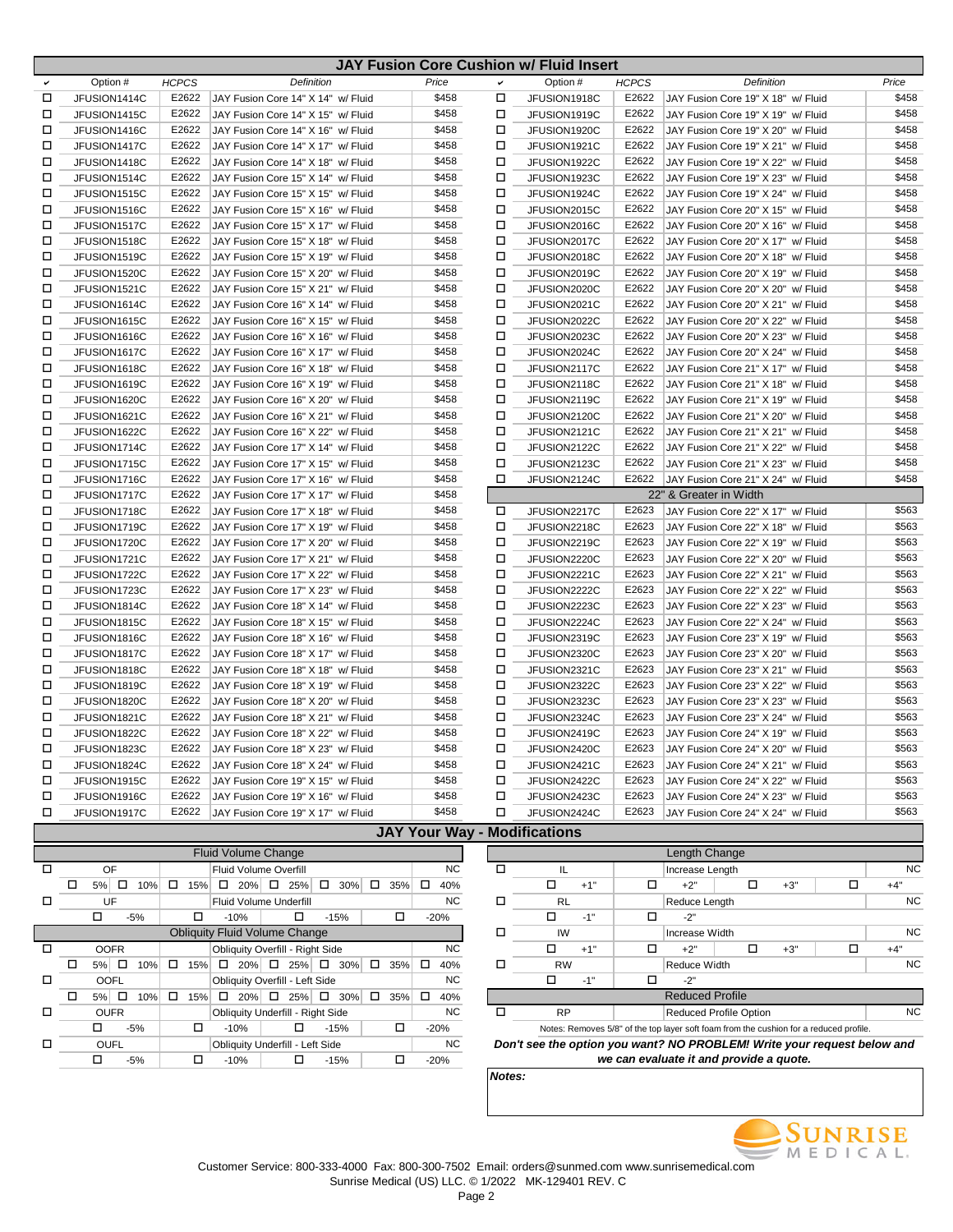## JAY Fusion Core Cushion w/ Fluid Insert

| ✔ | Option # | HCPCS | Definition | Price | ✔ | Option # | HCPCS | Definition | Price |
|---|---|---|---|---|---|---|---|---|---|
| ☐ | JFUSION1414C | E2622 | JAY Fusion Core 14" X 14" w/ Fluid | $458 | ☐ | JFUSION1918C | E2622 | JAY Fusion Core 19" X 18" w/ Fluid | $458 |
| ☐ | JFUSION1415C | E2622 | JAY Fusion Core 14" X 15" w/ Fluid | $458 | ☐ | JFUSION1919C | E2622 | JAY Fusion Core 19" X 19" w/ Fluid | $458 |
| ☐ | JFUSION1416C | E2622 | JAY Fusion Core 14" X 16" w/ Fluid | $458 | ☐ | JFUSION1920C | E2622 | JAY Fusion Core 19" X 20" w/ Fluid | $458 |
| ☐ | JFUSION1417C | E2622 | JAY Fusion Core 14" X 17" w/ Fluid | $458 | ☐ | JFUSION1921C | E2622 | JAY Fusion Core 19" X 21" w/ Fluid | $458 |
| ☐ | JFUSION1418C | E2622 | JAY Fusion Core 14" X 18" w/ Fluid | $458 | ☐ | JFUSION1922C | E2622 | JAY Fusion Core 19" X 22" w/ Fluid | $458 |
| ☐ | JFUSION1514C | E2622 | JAY Fusion Core 15" X 14" w/ Fluid | $458 | ☐ | JFUSION1923C | E2622 | JAY Fusion Core 19" X 23" w/ Fluid | $458 |
| ☐ | JFUSION1515C | E2622 | JAY Fusion Core 15" X 15" w/ Fluid | $458 | ☐ | JFUSION1924C | E2622 | JAY Fusion Core 19" X 24" w/ Fluid | $458 |
| ☐ | JFUSION1516C | E2622 | JAY Fusion Core 15" X 16" w/ Fluid | $458 | ☐ | JFUSION2015C | E2622 | JAY Fusion Core 20" X 15" w/ Fluid | $458 |
| ☐ | JFUSION1517C | E2622 | JAY Fusion Core 15" X 17" w/ Fluid | $458 | ☐ | JFUSION2016C | E2622 | JAY Fusion Core 20" X 16" w/ Fluid | $458 |
| ☐ | JFUSION1518C | E2622 | JAY Fusion Core 15" X 18" w/ Fluid | $458 | ☐ | JFUSION2017C | E2622 | JAY Fusion Core 20" X 17" w/ Fluid | $458 |
| ☐ | JFUSION1519C | E2622 | JAY Fusion Core 15" X 19" w/ Fluid | $458 | ☐ | JFUSION2018C | E2622 | JAY Fusion Core 20" X 18" w/ Fluid | $458 |
| ☐ | JFUSION1520C | E2622 | JAY Fusion Core 15" X 20" w/ Fluid | $458 | ☐ | JFUSION2019C | E2622 | JAY Fusion Core 20" X 19" w/ Fluid | $458 |
| ☐ | JFUSION1521C | E2622 | JAY Fusion Core 15" X 21" w/ Fluid | $458 | ☐ | JFUSION2020C | E2622 | JAY Fusion Core 20" X 20" w/ Fluid | $458 |
| ☐ | JFUSION1614C | E2622 | JAY Fusion Core 16" X 14" w/ Fluid | $458 | ☐ | JFUSION2021C | E2622 | JAY Fusion Core 20" X 21" w/ Fluid | $458 |
| ☐ | JFUSION1615C | E2622 | JAY Fusion Core 16" X 15" w/ Fluid | $458 | ☐ | JFUSION2022C | E2622 | JAY Fusion Core 20" X 22" w/ Fluid | $458 |
| ☐ | JFUSION1616C | E2622 | JAY Fusion Core 16" X 16" w/ Fluid | $458 | ☐ | JFUSION2023C | E2622 | JAY Fusion Core 20" X 23" w/ Fluid | $458 |
| ☐ | JFUSION1617C | E2622 | JAY Fusion Core 16" X 17" w/ Fluid | $458 | ☐ | JFUSION2024C | E2622 | JAY Fusion Core 20" X 24" w/ Fluid | $458 |
| ☐ | JFUSION1618C | E2622 | JAY Fusion Core 16" X 18" w/ Fluid | $458 | ☐ | JFUSION2117C | E2622 | JAY Fusion Core 21" X 17" w/ Fluid | $458 |
| ☐ | JFUSION1619C | E2622 | JAY Fusion Core 16" X 19" w/ Fluid | $458 | ☐ | JFUSION2118C | E2622 | JAY Fusion Core 21" X 18" w/ Fluid | $458 |
| ☐ | JFUSION1620C | E2622 | JAY Fusion Core 16" X 20" w/ Fluid | $458 | ☐ | JFUSION2119C | E2622 | JAY Fusion Core 21" X 19" w/ Fluid | $458 |
| ☐ | JFUSION1621C | E2622 | JAY Fusion Core 16" X 21" w/ Fluid | $458 | ☐ | JFUSION2120C | E2622 | JAY Fusion Core 21" X 20" w/ Fluid | $458 |
| ☐ | JFUSION1622C | E2622 | JAY Fusion Core 16" X 22" w/ Fluid | $458 | ☐ | JFUSION2121C | E2622 | JAY Fusion Core 21" X 21" w/ Fluid | $458 |
| ☐ | JFUSION1714C | E2622 | JAY Fusion Core 17" X 14" w/ Fluid | $458 | ☐ | JFUSION2122C | E2622 | JAY Fusion Core 21" X 22" w/ Fluid | $458 |
| ☐ | JFUSION1715C | E2622 | JAY Fusion Core 17" X 15" w/ Fluid | $458 | ☐ | JFUSION2123C | E2622 | JAY Fusion Core 21" X 23" w/ Fluid | $458 |
| ☐ | JFUSION1716C | E2622 | JAY Fusion Core 17" X 16" w/ Fluid | $458 | ☐ | JFUSION2124C | E2622 | JAY Fusion Core 21" X 24" w/ Fluid | $458 |
| ☐ | JFUSION1717C | E2622 | JAY Fusion Core 17" X 17" w/ Fluid | $458 | | | | 22" & Greater in Width | |
| ☐ | JFUSION1718C | E2622 | JAY Fusion Core 17" X 18" w/ Fluid | $458 | ☐ | JFUSION2217C | E2623 | JAY Fusion Core 22" X 17" w/ Fluid | $563 |
| ☐ | JFUSION1719C | E2622 | JAY Fusion Core 17" X 19" w/ Fluid | $458 | ☐ | JFUSION2218C | E2623 | JAY Fusion Core 22" X 18" w/ Fluid | $563 |
| ☐ | JFUSION1720C | E2622 | JAY Fusion Core 17" X 20" w/ Fluid | $458 | ☐ | JFUSION2219C | E2623 | JAY Fusion Core 22" X 19" w/ Fluid | $563 |
| ☐ | JFUSION1721C | E2622 | JAY Fusion Core 17" X 21" w/ Fluid | $458 | ☐ | JFUSION2220C | E2623 | JAY Fusion Core 22" X 20" w/ Fluid | $563 |
| ☐ | JFUSION1722C | E2622 | JAY Fusion Core 17" X 22" w/ Fluid | $458 | ☐ | JFUSION2221C | E2623 | JAY Fusion Core 22" X 21" w/ Fluid | $563 |
| ☐ | JFUSION1723C | E2622 | JAY Fusion Core 17" X 23" w/ Fluid | $458 | ☐ | JFUSION2222C | E2623 | JAY Fusion Core 22" X 22" w/ Fluid | $563 |
| ☐ | JFUSION1814C | E2622 | JAY Fusion Core 18" X 14" w/ Fluid | $458 | ☐ | JFUSION2223C | E2623 | JAY Fusion Core 22" X 23" w/ Fluid | $563 |
| ☐ | JFUSION1815C | E2622 | JAY Fusion Core 18" X 15" w/ Fluid | $458 | ☐ | JFUSION2224C | E2623 | JAY Fusion Core 22" X 24" w/ Fluid | $563 |
| ☐ | JFUSION1816C | E2622 | JAY Fusion Core 18" X 16" w/ Fluid | $458 | ☐ | JFUSION2319C | E2623 | JAY Fusion Core 23" X 19" w/ Fluid | $563 |
| ☐ | JFUSION1817C | E2622 | JAY Fusion Core 18" X 17" w/ Fluid | $458 | ☐ | JFUSION2320C | E2623 | JAY Fusion Core 23" X 20" w/ Fluid | $563 |
| ☐ | JFUSION1818C | E2622 | JAY Fusion Core 18" X 18" w/ Fluid | $458 | ☐ | JFUSION2321C | E2623 | JAY Fusion Core 23" X 21" w/ Fluid | $563 |
| ☐ | JFUSION1819C | E2622 | JAY Fusion Core 18" X 19" w/ Fluid | $458 | ☐ | JFUSION2322C | E2623 | JAY Fusion Core 23" X 22" w/ Fluid | $563 |
| ☐ | JFUSION1820C | E2622 | JAY Fusion Core 18" X 20" w/ Fluid | $458 | ☐ | JFUSION2323C | E2623 | JAY Fusion Core 23" X 23" w/ Fluid | $563 |
| ☐ | JFUSION1821C | E2622 | JAY Fusion Core 18" X 21" w/ Fluid | $458 | ☐ | JFUSION2324C | E2623 | JAY Fusion Core 23" X 24" w/ Fluid | $563 |
| ☐ | JFUSION1822C | E2622 | JAY Fusion Core 18" X 22" w/ Fluid | $458 | ☐ | JFUSION2419C | E2623 | JAY Fusion Core 24" X 19" w/ Fluid | $563 |
| ☐ | JFUSION1823C | E2622 | JAY Fusion Core 18" X 23" w/ Fluid | $458 | ☐ | JFUSION2420C | E2623 | JAY Fusion Core 24" X 20" w/ Fluid | $563 |
| ☐ | JFUSION1824C | E2622 | JAY Fusion Core 18" X 24" w/ Fluid | $458 | ☐ | JFUSION2421C | E2623 | JAY Fusion Core 24" X 21" w/ Fluid | $563 |
| ☐ | JFUSION1915C | E2622 | JAY Fusion Core 19" X 15" w/ Fluid | $458 | ☐ | JFUSION2422C | E2623 | JAY Fusion Core 24" X 22" w/ Fluid | $563 |
| ☐ | JFUSION1916C | E2622 | JAY Fusion Core 19" X 16" w/ Fluid | $458 | ☐ | JFUSION2423C | E2623 | JAY Fusion Core 24" X 23" w/ Fluid | $563 |
| ☐ | JFUSION1917C | E2622 | JAY Fusion Core 19" X 17" w/ Fluid | $458 | ☐ | JFUSION2424C | E2623 | JAY Fusion Core 24" X 24" w/ Fluid | $563 |

## JAY Your Way - Modifications

### Fluid Volume Change

| | | | |
|---|---|---|---|
| ☐ | OF | Fluid Volume Overfill | NC |
| | ☐ 5% ☐ 10% ☐ 15% ☐ 20% ☐ 25% ☐ 30% ☐ 35% ☐ 40% | | |
| ☐ | UF | Fluid Volume Underfill | NC |
| | ☐ -5% ☐ -10% ☐ -15% ☐ -20% | | |

### Obliquity Fluid Volume Change

| | | | |
|---|---|---|---|
| ☐ | OOFR | Obliquity Overfill - Right Side | NC |
| | ☐ 5% ☐ 10% ☐ 15% ☐ 20% ☐ 25% ☐ 30% ☐ 35% ☐ 40% | | |
| ☐ | OOFL | Obliquity Overfill - Left Side | NC |
| | ☐ 5% ☐ 10% ☐ 15% ☐ 20% ☐ 25% ☐ 30% ☐ 35% ☐ 40% | | |
| ☐ | OUFR | Obliquity Underfill - Right Side | NC |
| | ☐ -5% ☐ -10% ☐ -15% ☐ -20% | | |
| ☐ | OUFL | Obliquity Underfill - Left Side | NC |
| | ☐ -5% ☐ -10% ☐ -15% ☐ -20% | | |

### Length Change

| | | | |
|---|---|---|---|
| ☐ | IL | Increase Length | NC |
| | ☐ +1" ☐ +2" ☐ +3" ☐ +4" | | |
| ☐ | RL | Reduce Length | NC |
| | ☐ -1" ☐ -2" | | |
| ☐ | IW | Increase Width | NC |
| | ☐ +1" ☐ +2" ☐ +3" ☐ +4" | | |
| ☐ | RW | Reduce Width | NC |
| | ☐ -1" ☐ -2" | | |

### Reduced Profile

| | | | |
|---|---|---|---|
| ☐ | RP | Reduced Profile Option | NC |

Notes: Removes 5/8" of the top layer soft foam from the cushion for a reduced profile.

***Don't see the option you want? NO PROBLEM! Write your request below and we can evaluate it and provide a quote.***

***Notes:***

Customer Service: 800-333-4000 Fax: 800-300-7502 Email: orders@sunmed.com www.sunrisemedical.com
Sunrise Medical (US) LLC. © 1/2022 MK-129401 REV. C